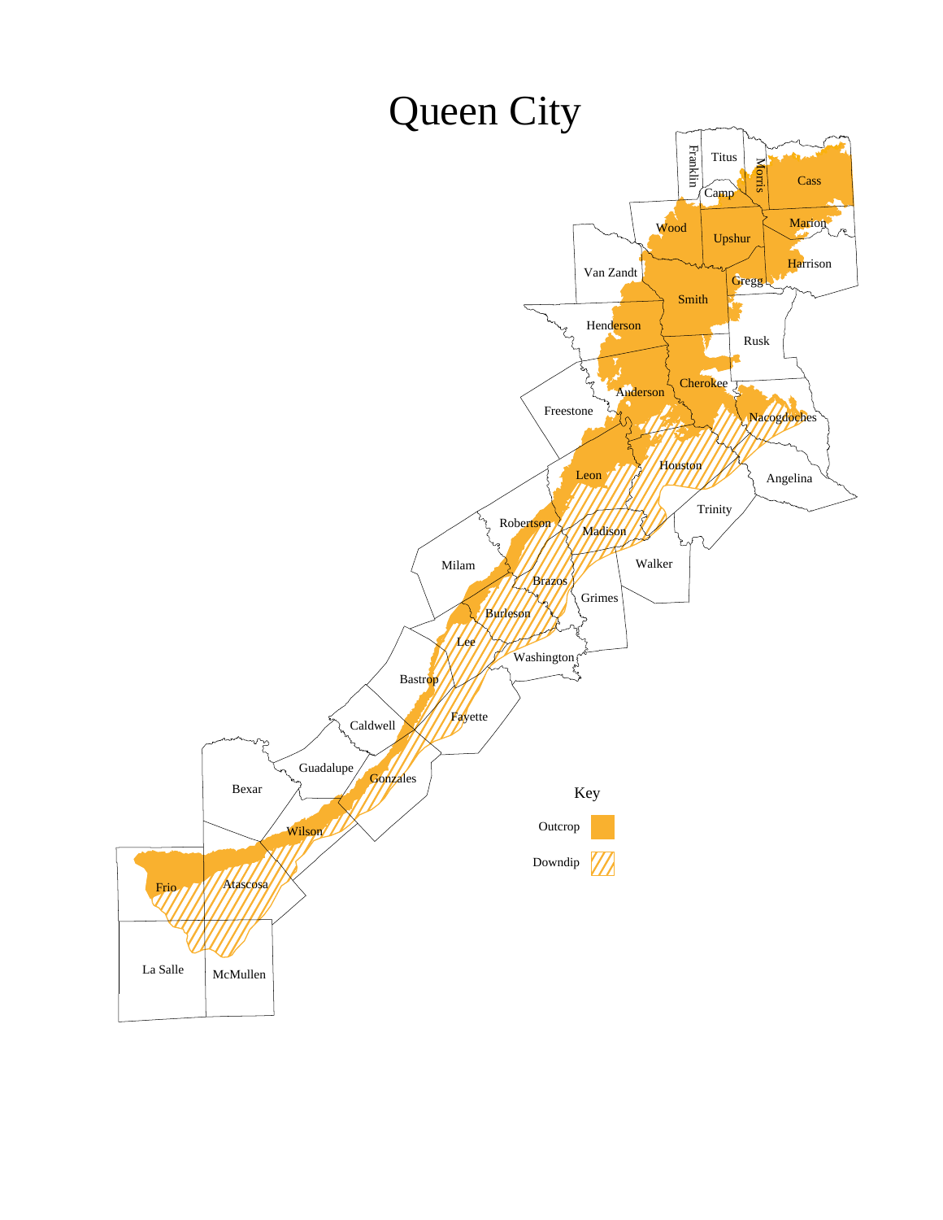# Queen City

Franklin, Titus, Morris, Cass, Camp, Marion, Wood, Upshur, Harrison, Van Zandt, Gregg, Smith, Henderson, Rusk, Cherokee, Anderson, Freestone, Nacogdoches, Houston, Angelina, Leon, Trinity, Robertson, Madison, Milam, Walker, Brazos, Grimes, Burleson, Lee, Washington, Bastrop, Fayette, Caldwell, Guadalupe, Gonzales, Bexar, Wilson, Frio, Atascosa, La Salle, McMullen

Key

Outcrop

Downdip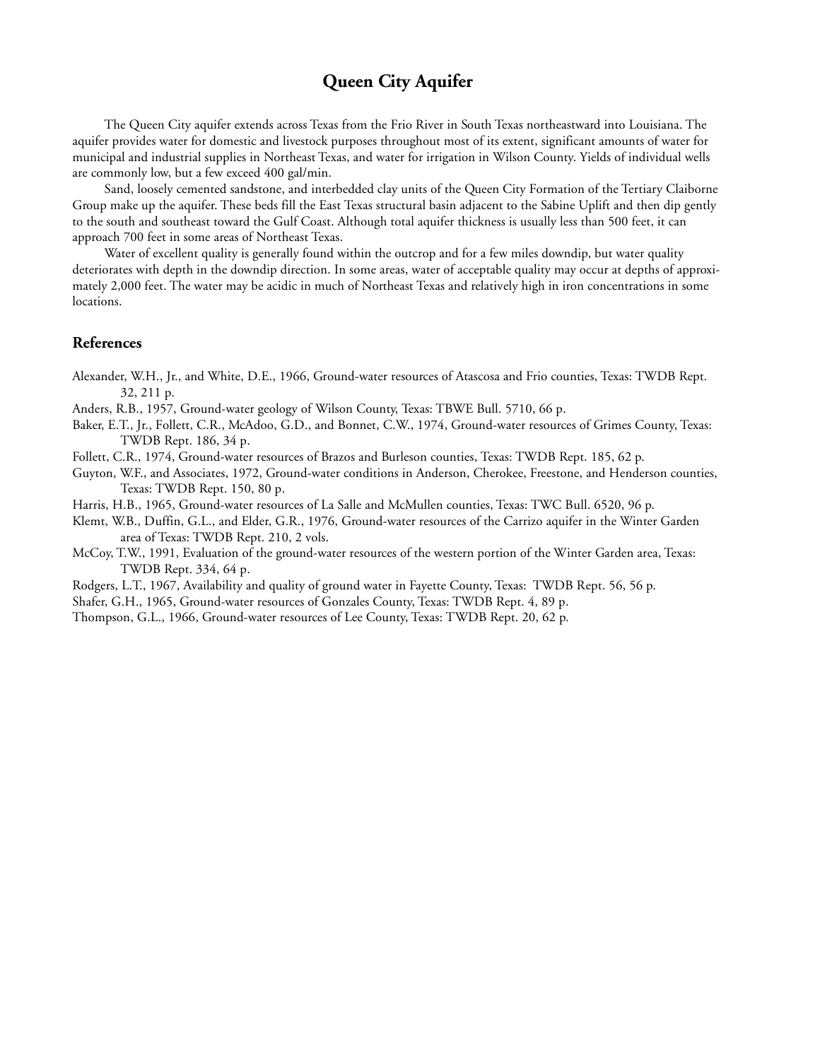# Queen City Aquifer

The Queen City aquifer extends across Texas from the Frio River in South Texas northeastward into Louisiana. The aquifer provides water for domestic and livestock purposes throughout most of its extent, significant amounts of water for municipal and industrial supplies in Northeast Texas, and water for irrigation in Wilson County. Yields of individual wells are commonly low, but a few exceed 400 gal/min.

Sand, loosely cemented sandstone, and interbedded clay units of the Queen City Formation of the Tertiary Claiborne Group make up the aquifer. These beds fill the East Texas structural basin adjacent to the Sabine Uplift and then dip gently to the south and southeast toward the Gulf Coast. Although total aquifer thickness is usually less than 500 feet, it can approach 700 feet in some areas of Northeast Texas.

Water of excellent quality is generally found within the outcrop and for a few miles downdip, but water quality deteriorates with depth in the downdip direction. In some areas, water of acceptable quality may occur at depths of approximately 2,000 feet. The water may be acidic in much of Northeast Texas and relatively high in iron concentrations in some locations.

## References

Alexander, W.H., Jr., and White, D.E., 1966, Ground-water resources of Atascosa and Frio counties, Texas: TWDB Rept. 32, 211 p.

Anders, R.B., 1957, Ground-water geology of Wilson County, Texas: TBWE Bull. 5710, 66 p.

Baker, E.T., Jr., Follett, C.R., McAdoo, G.D., and Bonnet, C.W., 1974, Ground-water resources of Grimes County, Texas: TWDB Rept. 186, 34 p.

Follett, C.R., 1974, Ground-water resources of Brazos and Burleson counties, Texas: TWDB Rept. 185, 62 p.

Guyton, W.F., and Associates, 1972, Ground-water conditions in Anderson, Cherokee, Freestone, and Henderson counties, Texas: TWDB Rept. 150, 80 p.

Harris, H.B., 1965, Ground-water resources of La Salle and McMullen counties, Texas: TWC Bull. 6520, 96 p.

Klemt, W.B., Duffin, G.L., and Elder, G.R., 1976, Ground-water resources of the Carrizo aquifer in the Winter Garden area of Texas: TWDB Rept. 210, 2 vols.

McCoy, T.W., 1991, Evaluation of the ground-water resources of the western portion of the Winter Garden area, Texas: TWDB Rept. 334, 64 p.

Rodgers, L.T., 1967, Availability and quality of ground water in Fayette County, Texas: TWDB Rept. 56, 56 p.

Shafer, G.H., 1965, Ground-water resources of Gonzales County, Texas: TWDB Rept. 4, 89 p.

Thompson, G.L., 1966, Ground-water resources of Lee County, Texas: TWDB Rept. 20, 62 p.